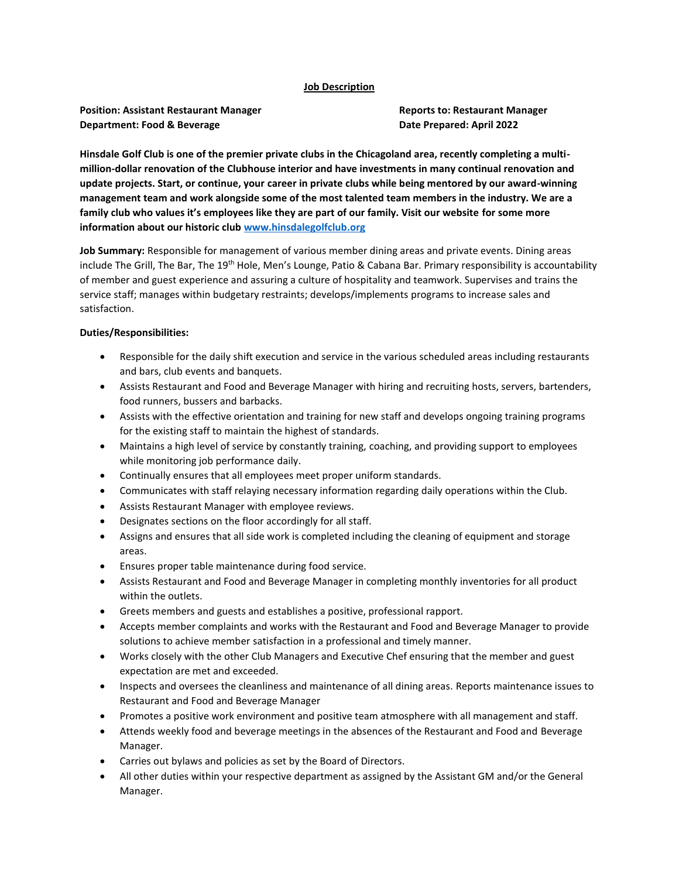# Job Description

**Position: Assistant Restaurant Manager**
**Department: Food & Beverage**

**Reports to: Restaurant Manager**
**Date Prepared: April 2022**

**Hinsdale Golf Club is one of the premier private clubs in the Chicagoland area, recently completing a multi-million-dollar renovation of the Clubhouse interior and have investments in many continual renovation and update projects. Start, or continue, your career in private clubs while being mentored by our award-winning management team and work alongside some of the most talented team members in the industry. We are a family club who values it's employees like they are part of our family. Visit our website for some more information about our historic club [www.hinsdalegolfclub.org](http://www.hinsdalegolfclub.org)**

**Job Summary:** Responsible for management of various member dining areas and private events. Dining areas include The Grill, The Bar, The 19th Hole, Men's Lounge, Patio & Cabana Bar. Primary responsibility is accountability of member and guest experience and assuring a culture of hospitality and teamwork. Supervises and trains the service staff; manages within budgetary restraints; develops/implements programs to increase sales and satisfaction.

**Duties/Responsibilities:**

- Responsible for the daily shift execution and service in the various scheduled areas including restaurants and bars, club events and banquets.
- Assists Restaurant and Food and Beverage Manager with hiring and recruiting hosts, servers, bartenders, food runners, bussers and barbacks.
- Assists with the effective orientation and training for new staff and develops ongoing training programs for the existing staff to maintain the highest of standards.
- Maintains a high level of service by constantly training, coaching, and providing support to employees while monitoring job performance daily.
- Continually ensures that all employees meet proper uniform standards.
- Communicates with staff relaying necessary information regarding daily operations within the Club.
- Assists Restaurant Manager with employee reviews.
- Designates sections on the floor accordingly for all staff.
- Assigns and ensures that all side work is completed including the cleaning of equipment and storage areas.
- Ensures proper table maintenance during food service.
- Assists Restaurant and Food and Beverage Manager in completing monthly inventories for all product within the outlets.
- Greets members and guests and establishes a positive, professional rapport.
- Accepts member complaints and works with the Restaurant and Food and Beverage Manager to provide solutions to achieve member satisfaction in a professional and timely manner.
- Works closely with the other Club Managers and Executive Chef ensuring that the member and guest expectation are met and exceeded.
- Inspects and oversees the cleanliness and maintenance of all dining areas. Reports maintenance issues to Restaurant and Food and Beverage Manager
- Promotes a positive work environment and positive team atmosphere with all management and staff.
- Attends weekly food and beverage meetings in the absences of the Restaurant and Food and Beverage Manager.
- Carries out bylaws and policies as set by the Board of Directors.
- All other duties within your respective department as assigned by the Assistant GM and/or the General Manager.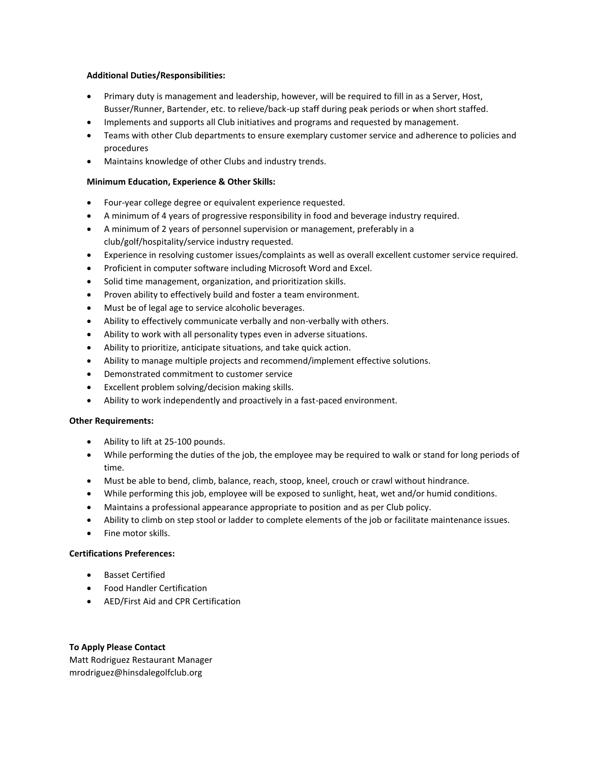**Additional Duties/Responsibilities:**

- Primary duty is management and leadership, however, will be required to fill in as a Server, Host, Busser/Runner, Bartender, etc. to relieve/back-up staff during peak periods or when short staffed.
- Implements and supports all Club initiatives and programs and requested by management.
- Teams with other Club departments to ensure exemplary customer service and adherence to policies and procedures
- Maintains knowledge of other Clubs and industry trends.

**Minimum Education, Experience & Other Skills:**

- Four-year college degree or equivalent experience requested.
- A minimum of 4 years of progressive responsibility in food and beverage industry required.
- A minimum of 2 years of personnel supervision or management, preferably in a club/golf/hospitality/service industry requested.
- Experience in resolving customer issues/complaints as well as overall excellent customer service required.
- Proficient in computer software including Microsoft Word and Excel.
- Solid time management, organization, and prioritization skills.
- Proven ability to effectively build and foster a team environment.
- Must be of legal age to service alcoholic beverages.
- Ability to effectively communicate verbally and non-verbally with others.
- Ability to work with all personality types even in adverse situations.
- Ability to prioritize, anticipate situations, and take quick action.
- Ability to manage multiple projects and recommend/implement effective solutions.
- Demonstrated commitment to customer service
- Excellent problem solving/decision making skills.
- Ability to work independently and proactively in a fast-paced environment.

**Other Requirements:**

- Ability to lift at 25-100 pounds.
- While performing the duties of the job, the employee may be required to walk or stand for long periods of time.
- Must be able to bend, climb, balance, reach, stoop, kneel, crouch or crawl without hindrance.
- While performing this job, employee will be exposed to sunlight, heat, wet and/or humid conditions.
- Maintains a professional appearance appropriate to position and as per Club policy.
- Ability to climb on step stool or ladder to complete elements of the job or facilitate maintenance issues.
- Fine motor skills.

**Certifications Preferences:**

- Basset Certified
- Food Handler Certification
- AED/First Aid and CPR Certification

**To Apply Please Contact**
Matt Rodriguez Restaurant Manager
mrodriguez@hinsdalegolfclub.org